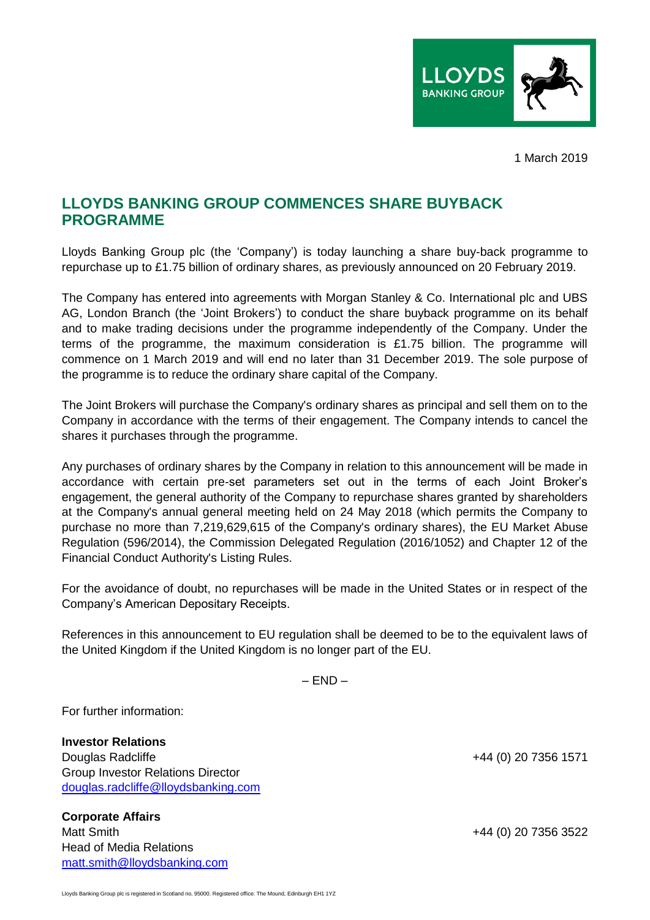1 March 2019

# LLOYDS BANKING GROUP COMMENCES SHARE BUYBACK PROGRAMME

Lloyds Banking Group plc (the 'Company') is today launching a share buy-back programme to repurchase up to £1.75 billion of ordinary shares, as previously announced on 20 February 2019.

The Company has entered into agreements with Morgan Stanley & Co. International plc and UBS AG, London Branch (the 'Joint Brokers') to conduct the share buyback programme on its behalf and to make trading decisions under the programme independently of the Company. Under the terms of the programme, the maximum consideration is £1.75 billion. The programme will commence on 1 March 2019 and will end no later than 31 December 2019. The sole purpose of the programme is to reduce the ordinary share capital of the Company.

The Joint Brokers will purchase the Company's ordinary shares as principal and sell them on to the Company in accordance with the terms of their engagement. The Company intends to cancel the shares it purchases through the programme.

Any purchases of ordinary shares by the Company in relation to this announcement will be made in accordance with certain pre-set parameters set out in the terms of each Joint Broker's engagement, the general authority of the Company to repurchase shares granted by shareholders at the Company's annual general meeting held on 24 May 2018 (which permits the Company to purchase no more than 7,219,629,615 of the Company's ordinary shares), the EU Market Abuse Regulation (596/2014), the Commission Delegated Regulation (2016/1052) and Chapter 12 of the Financial Conduct Authority's Listing Rules.

For the avoidance of doubt, no repurchases will be made in the United States or in respect of the Company's American Depositary Receipts.

References in this announcement to EU regulation shall be deemed to be to the equivalent laws of the United Kingdom if the United Kingdom is no longer part of the EU.

– END –

For further information:

**Investor Relations**
Douglas Radcliffe — +44 (0) 20 7356 1571
Group Investor Relations Director
douglas.radcliffe@lloydsbanking.com

**Corporate Affairs**
Matt Smith — +44 (0) 20 7356 3522
Head of Media Relations
matt.smith@lloydsbanking.com

Lloyds Banking Group plc is registered in Scotland no. 95000. Registered office: The Mound, Edinburgh EH1 1YZ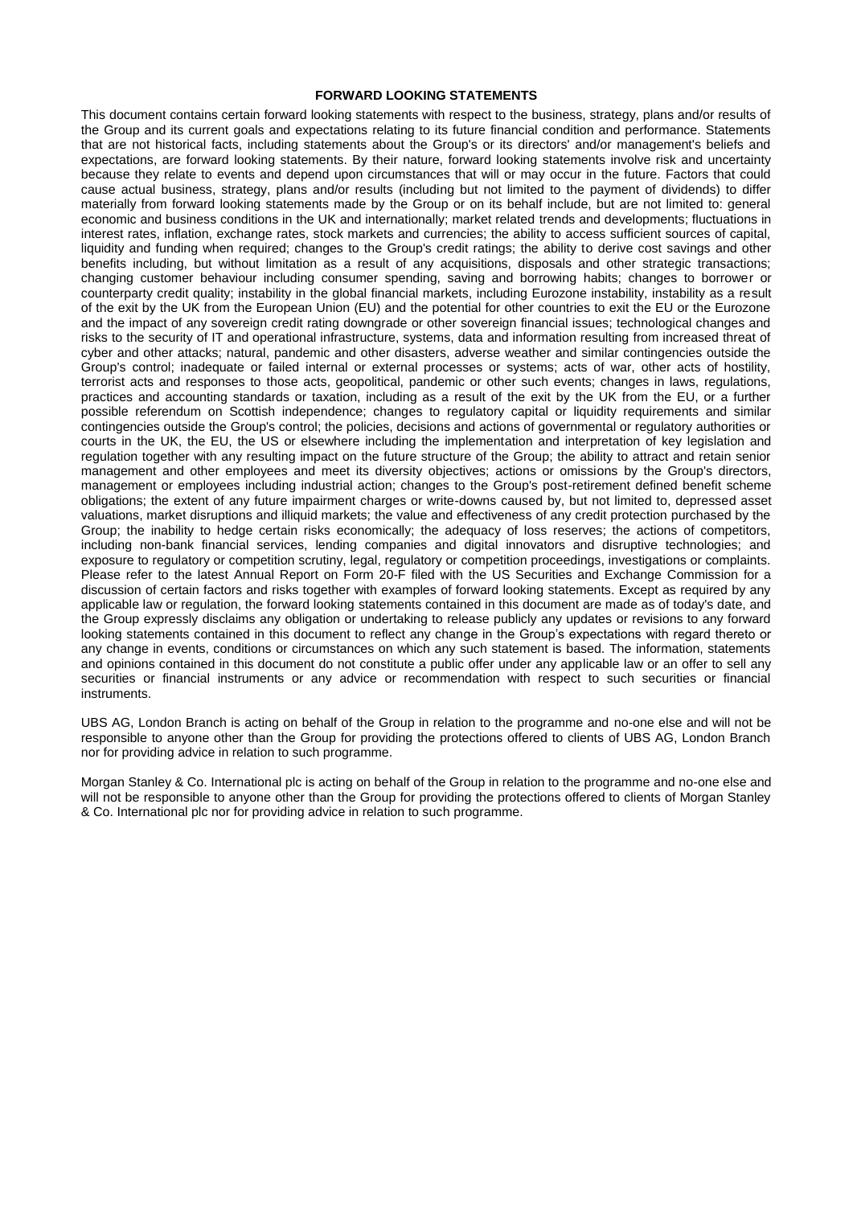**FORWARD LOOKING STATEMENTS**

This document contains certain forward looking statements with respect to the business, strategy, plans and/or results of the Group and its current goals and expectations relating to its future financial condition and performance. Statements that are not historical facts, including statements about the Group's or its directors' and/or management's beliefs and expectations, are forward looking statements. By their nature, forward looking statements involve risk and uncertainty because they relate to events and depend upon circumstances that will or may occur in the future. Factors that could cause actual business, strategy, plans and/or results (including but not limited to the payment of dividends) to differ materially from forward looking statements made by the Group or on its behalf include, but are not limited to: general economic and business conditions in the UK and internationally; market related trends and developments; fluctuations in interest rates, inflation, exchange rates, stock markets and currencies; the ability to access sufficient sources of capital, liquidity and funding when required; changes to the Group's credit ratings; the ability to derive cost savings and other benefits including, but without limitation as a result of any acquisitions, disposals and other strategic transactions; changing customer behaviour including consumer spending, saving and borrowing habits; changes to borrower or counterparty credit quality; instability in the global financial markets, including Eurozone instability, instability as a result of the exit by the UK from the European Union (EU) and the potential for other countries to exit the EU or the Eurozone and the impact of any sovereign credit rating downgrade or other sovereign financial issues; technological changes and risks to the security of IT and operational infrastructure, systems, data and information resulting from increased threat of cyber and other attacks; natural, pandemic and other disasters, adverse weather and similar contingencies outside the Group's control; inadequate or failed internal or external processes or systems; acts of war, other acts of hostility, terrorist acts and responses to those acts, geopolitical, pandemic or other such events; changes in laws, regulations, practices and accounting standards or taxation, including as a result of the exit by the UK from the EU, or a further possible referendum on Scottish independence; changes to regulatory capital or liquidity requirements and similar contingencies outside the Group's control; the policies, decisions and actions of governmental or regulatory authorities or courts in the UK, the EU, the US or elsewhere including the implementation and interpretation of key legislation and regulation together with any resulting impact on the future structure of the Group; the ability to attract and retain senior management and other employees and meet its diversity objectives; actions or omissions by the Group's directors, management or employees including industrial action; changes to the Group's post-retirement defined benefit scheme obligations; the extent of any future impairment charges or write-downs caused by, but not limited to, depressed asset valuations, market disruptions and illiquid markets; the value and effectiveness of any credit protection purchased by the Group; the inability to hedge certain risks economically; the adequacy of loss reserves; the actions of competitors, including non-bank financial services, lending companies and digital innovators and disruptive technologies; and exposure to regulatory or competition scrutiny, legal, regulatory or competition proceedings, investigations or complaints. Please refer to the latest Annual Report on Form 20-F filed with the US Securities and Exchange Commission for a discussion of certain factors and risks together with examples of forward looking statements. Except as required by any applicable law or regulation, the forward looking statements contained in this document are made as of today's date, and the Group expressly disclaims any obligation or undertaking to release publicly any updates or revisions to any forward looking statements contained in this document to reflect any change in the Group's expectations with regard thereto or any change in events, conditions or circumstances on which any such statement is based. The information, statements and opinions contained in this document do not constitute a public offer under any applicable law or an offer to sell any securities or financial instruments or any advice or recommendation with respect to such securities or financial instruments.

UBS AG, London Branch is acting on behalf of the Group in relation to the programme and no-one else and will not be responsible to anyone other than the Group for providing the protections offered to clients of UBS AG, London Branch nor for providing advice in relation to such programme.

Morgan Stanley & Co. International plc is acting on behalf of the Group in relation to the programme and no-one else and will not be responsible to anyone other than the Group for providing the protections offered to clients of Morgan Stanley & Co. International plc nor for providing advice in relation to such programme.